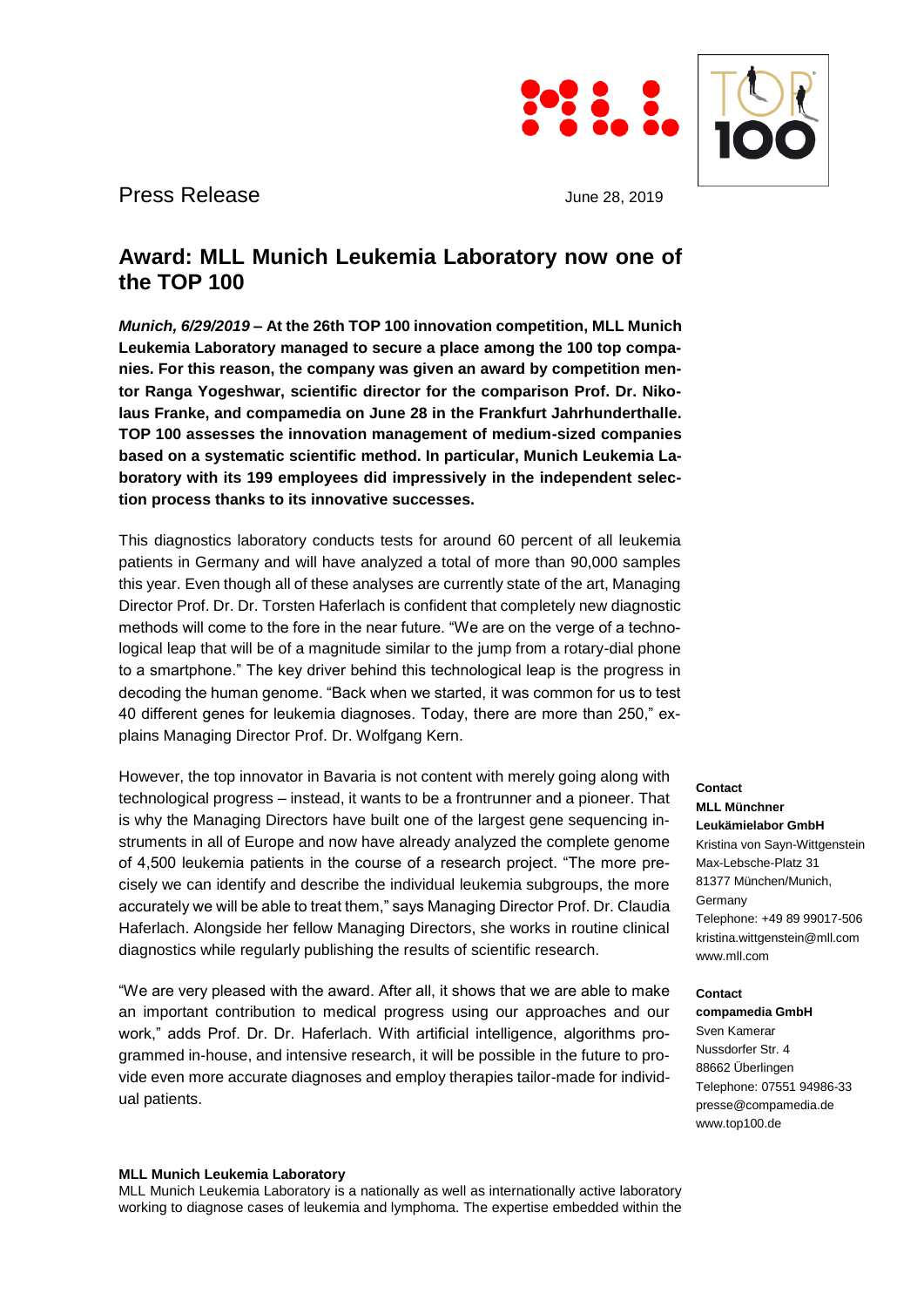Press Release

June 28, 2019

# Award: MLL Munich Leukemia Laboratory now one of the TOP 100

***Munich, 6/29/2019* – At the 26th TOP 100 innovation competition, MLL Munich Leukemia Laboratory managed to secure a place among the 100 top companies. For this reason, the company was given an award by competition mentor Ranga Yogeshwar, scientific director for the comparison Prof. Dr. Nikolaus Franke, and compamedia on June 28 in the Frankfurt Jahrhunderthalle. TOP 100 assesses the innovation management of medium-sized companies based on a systematic scientific method. In particular, Munich Leukemia Laboratory with its 199 employees did impressively in the independent selection process thanks to its innovative successes.**

This diagnostics laboratory conducts tests for around 60 percent of all leukemia patients in Germany and will have analyzed a total of more than 90,000 samples this year. Even though all of these analyses are currently state of the art, Managing Director Prof. Dr. Dr. Torsten Haferlach is confident that completely new diagnostic methods will come to the fore in the near future. "We are on the verge of a technological leap that will be of a magnitude similar to the jump from a rotary-dial phone to a smartphone." The key driver behind this technological leap is the progress in decoding the human genome. "Back when we started, it was common for us to test 40 different genes for leukemia diagnoses. Today, there are more than 250," explains Managing Director Prof. Dr. Wolfgang Kern.

However, the top innovator in Bavaria is not content with merely going along with technological progress – instead, it wants to be a frontrunner and a pioneer. That is why the Managing Directors have built one of the largest gene sequencing instruments in all of Europe and now have already analyzed the complete genome of 4,500 leukemia patients in the course of a research project. "The more precisely we can identify and describe the individual leukemia subgroups, the more accurately we will be able to treat them," says Managing Director Prof. Dr. Claudia Haferlach. Alongside her fellow Managing Directors, she works in routine clinical diagnostics while regularly publishing the results of scientific research.

"We are very pleased with the award. After all, it shows that we are able to make an important contribution to medical progress using our approaches and our work," adds Prof. Dr. Dr. Haferlach. With artificial intelligence, algorithms programmed in-house, and intensive research, it will be possible in the future to provide even more accurate diagnoses and employ therapies tailor-made for individual patients.

**Contact**
**MLL Münchner Leukämielabor GmbH**
Kristina von Sayn-Wittgenstein
Max-Lebsche-Platz 31
81377 München/Munich, Germany
Telephone: +49 89 99017-506
kristina.wittgenstein@mll.com
www.mll.com

**Contact**
**compamedia GmbH**
Sven Kamerar
Nussdorfer Str. 4
88662 Überlingen
Telephone: 07551 94986-33
presse@compamedia.de
www.top100.de

**MLL Munich Leukemia Laboratory**

MLL Munich Leukemia Laboratory is a nationally as well as internationally active laboratory working to diagnose cases of leukemia and lymphoma. The expertise embedded within the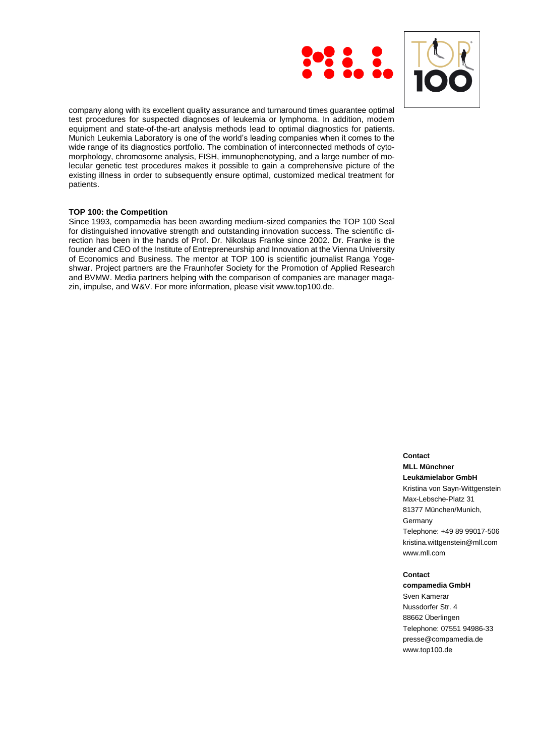company along with its excellent quality assurance and turnaround times guarantee optimal test procedures for suspected diagnoses of leukemia or lymphoma. In addition, modern equipment and state-of-the-art analysis methods lead to optimal diagnostics for patients. Munich Leukemia Laboratory is one of the world's leading companies when it comes to the wide range of its diagnostics portfolio. The combination of interconnected methods of cytomorphology, chromosome analysis, FISH, immunophenotyping, and a large number of molecular genetic test procedures makes it possible to gain a comprehensive picture of the existing illness in order to subsequently ensure optimal, customized medical treatment for patients.

**TOP 100: the Competition**

Since 1993, compamedia has been awarding medium-sized companies the TOP 100 Seal for distinguished innovative strength and outstanding innovation success. The scientific direction has been in the hands of Prof. Dr. Nikolaus Franke since 2002. Dr. Franke is the founder and CEO of the Institute of Entrepreneurship and Innovation at the Vienna University of Economics and Business. The mentor at TOP 100 is scientific journalist Ranga Yogeshwar. Project partners are the Fraunhofer Society for the Promotion of Applied Research and BVMW. Media partners helping with the comparison of companies are manager magazin, impulse, and W&V. For more information, please visit www.top100.de.

**Contact**
**MLL Münchner Leukämielabor GmbH**
Kristina von Sayn-Wittgenstein
Max-Lebsche-Platz 31
81377 München/Munich, Germany
Telephone: +49 89 99017-506
kristina.wittgenstein@mll.com
www.mll.com

**Contact**
**compamedia GmbH**
Sven Kamerar
Nussdorfer Str. 4
88662 Überlingen
Telephone: 07551 94986-33
presse@compamedia.de
www.top100.de